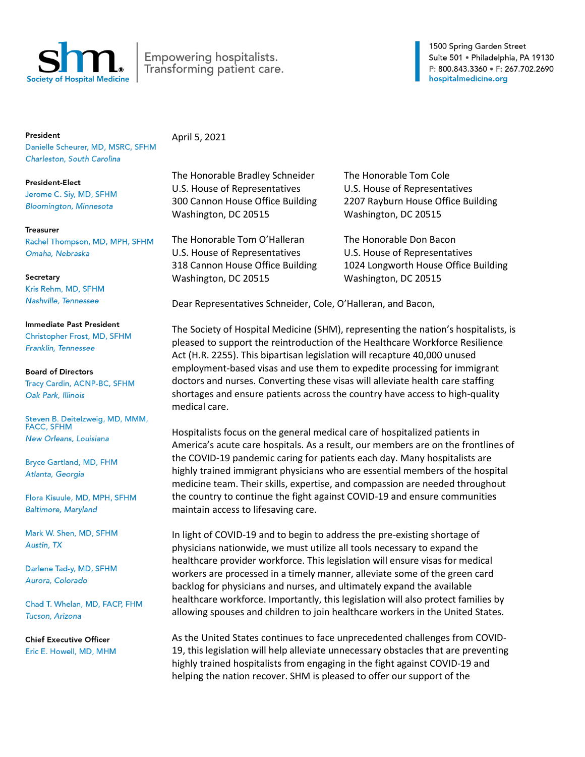**Society of Hospital Medicine**

Empowering hospitalists.
Transforming patient care.

1500 Spring Garden Street
Suite 501 • Philadelphia, PA 19130
P: 800.843.3360 • F: 267.702.2690
hospitalmedicine.org

**President**
Danielle Scheurer, MD, MSRC, SFHM
*Charleston, South Carolina*

**President-Elect**
Jerome C. Siy, MD, SFHM
*Bloomington, Minnesota*

**Treasurer**
Rachel Thompson, MD, MPH, SFHM
*Omaha, Nebraska*

**Secretary**
Kris Rehm, MD, SFHM
*Nashville, Tennessee*

**Immediate Past President**
Christopher Frost, MD, SFHM
*Franklin, Tennessee*

**Board of Directors**
Tracy Cardin, ACNP-BC, SFHM
*Oak Park, Illinois*

Steven B. Deitelzweig, MD, MMM, FACC, SFHM
*New Orleans, Louisiana*

Bryce Gartland, MD, FHM
*Atlanta, Georgia*

Flora Kisuule, MD, MPH, SFHM
*Baltimore, Maryland*

Mark W. Shen, MD, SFHM
*Austin, TX*

Darlene Tad-y, MD, SFHM
*Aurora, Colorado*

Chad T. Whelan, MD, FACP, FHM
*Tucson, Arizona*

**Chief Executive Officer**
Eric E. Howell, MD, MHM

April 5, 2021

The Honorable Bradley Schneider
U.S. House of Representatives
300 Cannon House Office Building
Washington, DC 20515

The Honorable Tom Cole
U.S. House of Representatives
2207 Rayburn House Office Building
Washington, DC 20515

The Honorable Tom O'Halleran
U.S. House of Representatives
318 Cannon House Office Building
Washington, DC 20515

The Honorable Don Bacon
U.S. House of Representatives
1024 Longworth House Office Building
Washington, DC 20515

Dear Representatives Schneider, Cole, O'Halleran, and Bacon,

The Society of Hospital Medicine (SHM), representing the nation's hospitalists, is pleased to support the reintroduction of the Healthcare Workforce Resilience Act (H.R. 2255). This bipartisan legislation will recapture 40,000 unused employment-based visas and use them to expedite processing for immigrant doctors and nurses. Converting these visas will alleviate health care staffing shortages and ensure patients across the country have access to high-quality medical care.

Hospitalists focus on the general medical care of hospitalized patients in America's acute care hospitals. As a result, our members are on the frontlines of the COVID-19 pandemic caring for patients each day. Many hospitalists are highly trained immigrant physicians who are essential members of the hospital medicine team. Their skills, expertise, and compassion are needed throughout the country to continue the fight against COVID-19 and ensure communities maintain access to lifesaving care.

In light of COVID-19 and to begin to address the pre-existing shortage of physicians nationwide, we must utilize all tools necessary to expand the healthcare provider workforce. This legislation will ensure visas for medical workers are processed in a timely manner, alleviate some of the green card backlog for physicians and nurses, and ultimately expand the available healthcare workforce. Importantly, this legislation will also protect families by allowing spouses and children to join healthcare workers in the United States.

As the United States continues to face unprecedented challenges from COVID-19, this legislation will help alleviate unnecessary obstacles that are preventing highly trained hospitalists from engaging in the fight against COVID-19 and helping the nation recover. SHM is pleased to offer our support of the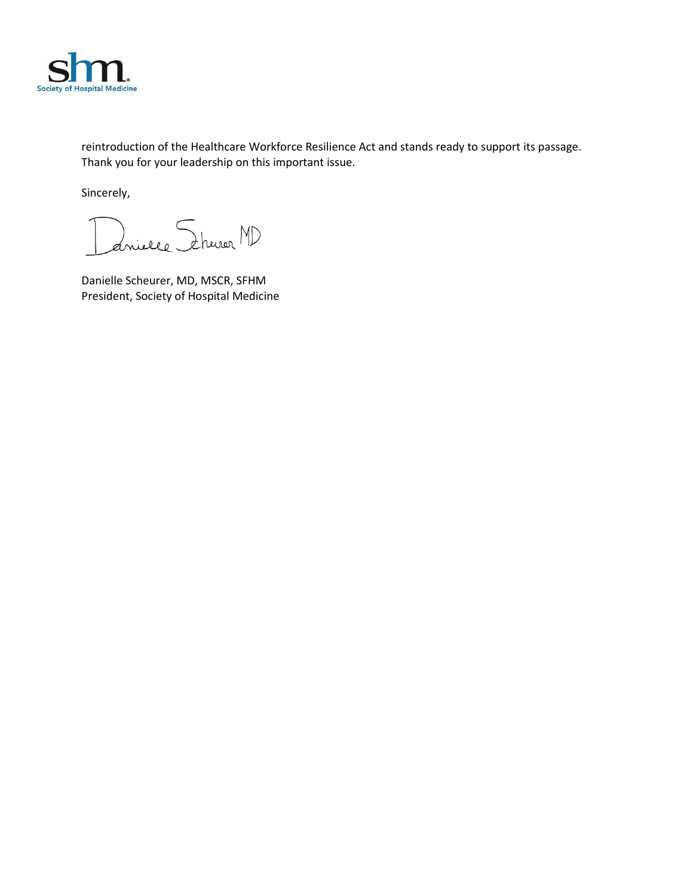reintroduction of the Healthcare Workforce Resilience Act and stands ready to support its passage. Thank you for your leadership on this important issue.

Sincerely,

Danielle Scheurer, MD, MSCR, SFHM
President, Society of Hospital Medicine